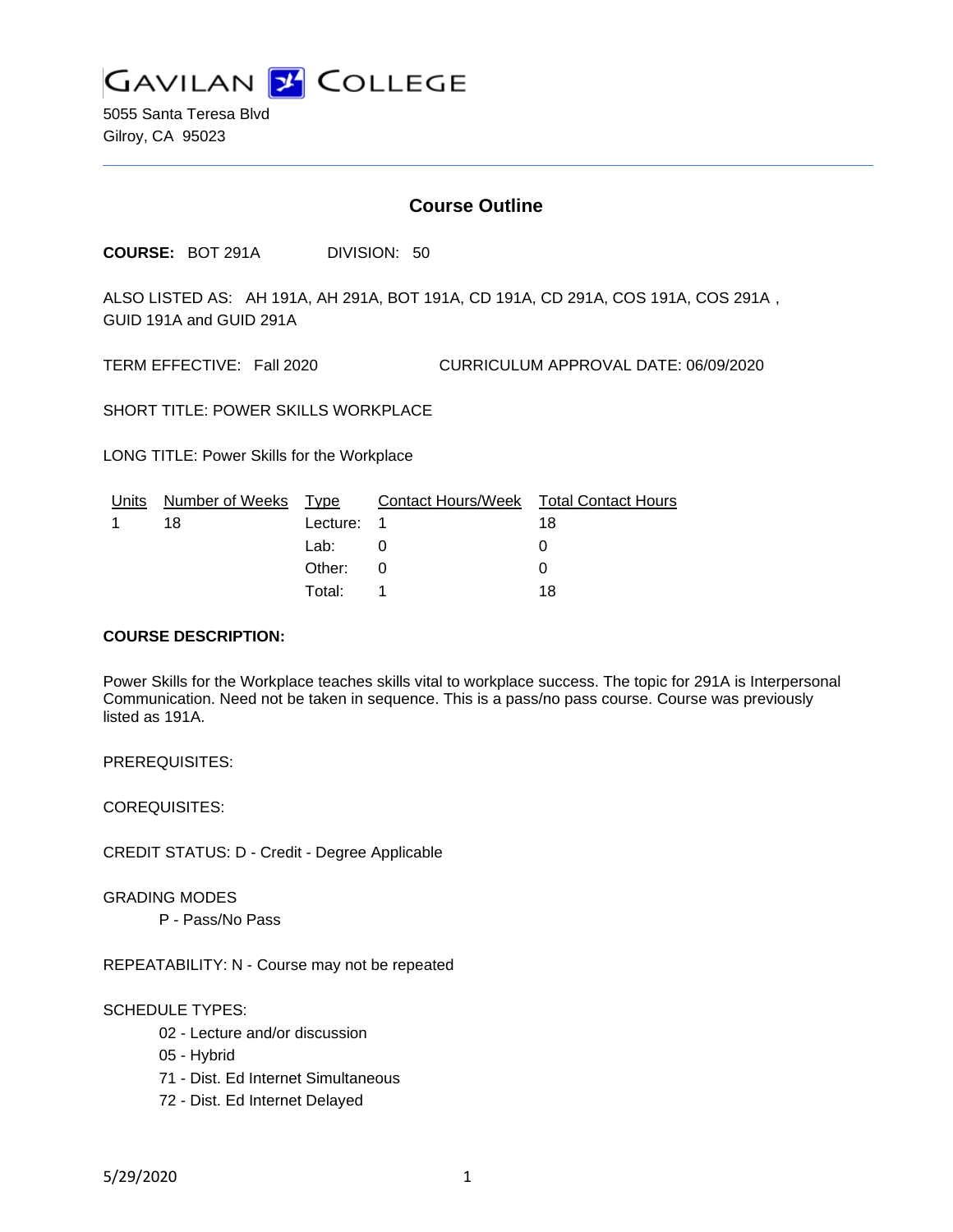GAVILAN COLLEGE

5055 Santa Teresa Blvd
Gilroy, CA 95023

## Course Outline

**COURSE:** BOT 291A DIVISION: 50

ALSO LISTED AS: AH 191A, AH 291A, BOT 191A, CD 191A, CD 291A, COS 191A, COS 291A , GUID 191A and GUID 291A

TERM EFFECTIVE: Fall 2020 CURRICULUM APPROVAL DATE: 06/09/2020

SHORT TITLE: POWER SKILLS WORKPLACE

LONG TITLE: Power Skills for the Workplace

| Units | Number of Weeks | Type | Contact Hours/Week | Total Contact Hours |
|---|---|---|---|---|
| 1 | 18 | Lecture: | 1 | 18 |
| | | Lab: | 0 | 0 |
| | | Other: | 0 | 0 |
| | | Total: | 1 | 18 |

**COURSE DESCRIPTION:**

Power Skills for the Workplace teaches skills vital to workplace success. The topic for 291A is Interpersonal Communication. Need not be taken in sequence. This is a pass/no pass course. Course was previously listed as 191A.

PREREQUISITES:

COREQUISITES:

CREDIT STATUS: D - Credit - Degree Applicable

GRADING MODES

P - Pass/No Pass

REPEATABILITY: N - Course may not be repeated

SCHEDULE TYPES:

02 - Lecture and/or discussion
05 - Hybrid
71 - Dist. Ed Internet Simultaneous
72 - Dist. Ed Internet Delayed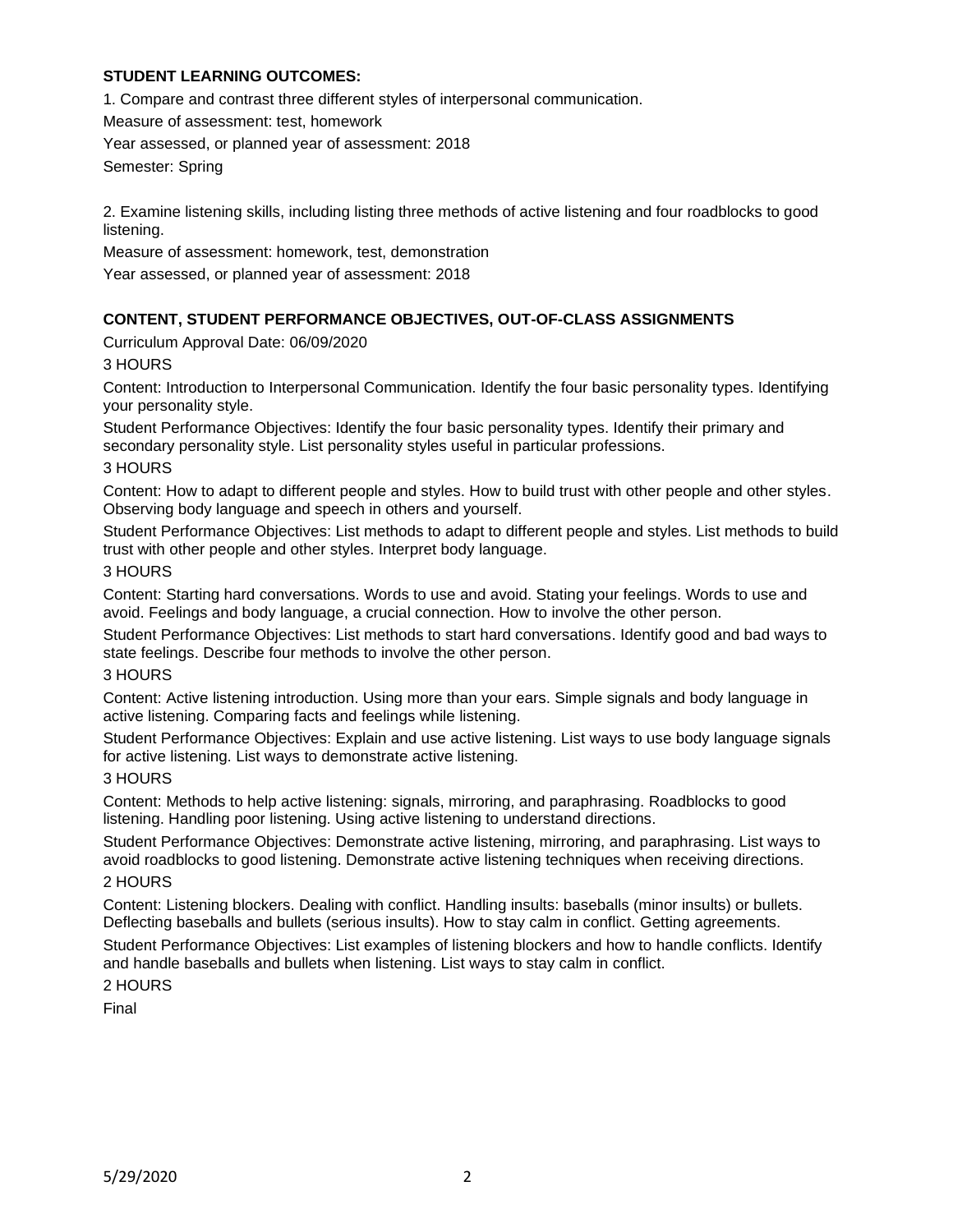**STUDENT LEARNING OUTCOMES:**

1. Compare and contrast three different styles of interpersonal communication.

Measure of assessment: test, homework

Year assessed, or planned year of assessment: 2018

Semester: Spring

2. Examine listening skills, including listing three methods of active listening and four roadblocks to good listening.

Measure of assessment: homework, test, demonstration

Year assessed, or planned year of assessment: 2018

**CONTENT, STUDENT PERFORMANCE OBJECTIVES, OUT-OF-CLASS ASSIGNMENTS**

Curriculum Approval Date: 06/09/2020

3 HOURS

Content: Introduction to Interpersonal Communication. Identify the four basic personality types. Identifying your personality style.

Student Performance Objectives: Identify the four basic personality types. Identify their primary and secondary personality style. List personality styles useful in particular professions.

3 HOURS

Content: How to adapt to different people and styles. How to build trust with other people and other styles. Observing body language and speech in others and yourself.

Student Performance Objectives: List methods to adapt to different people and styles. List methods to build trust with other people and other styles. Interpret body language.

3 HOURS

Content: Starting hard conversations. Words to use and avoid. Stating your feelings. Words to use and avoid. Feelings and body language, a crucial connection. How to involve the other person.

Student Performance Objectives: List methods to start hard conversations. Identify good and bad ways to state feelings. Describe four methods to involve the other person.

3 HOURS

Content: Active listening introduction. Using more than your ears. Simple signals and body language in active listening. Comparing facts and feelings while listening.

Student Performance Objectives: Explain and use active listening. List ways to use body language signals for active listening. List ways to demonstrate active listening.

3 HOURS

Content: Methods to help active listening: signals, mirroring, and paraphrasing. Roadblocks to good listening. Handling poor listening. Using active listening to understand directions.

Student Performance Objectives: Demonstrate active listening, mirroring, and paraphrasing. List ways to avoid roadblocks to good listening. Demonstrate active listening techniques when receiving directions.

2 HOURS

Content: Listening blockers. Dealing with conflict. Handling insults: baseballs (minor insults) or bullets. Deflecting baseballs and bullets (serious insults). How to stay calm in conflict. Getting agreements.

Student Performance Objectives: List examples of listening blockers and how to handle conflicts. Identify and handle baseballs and bullets when listening. List ways to stay calm in conflict.

2 HOURS

Final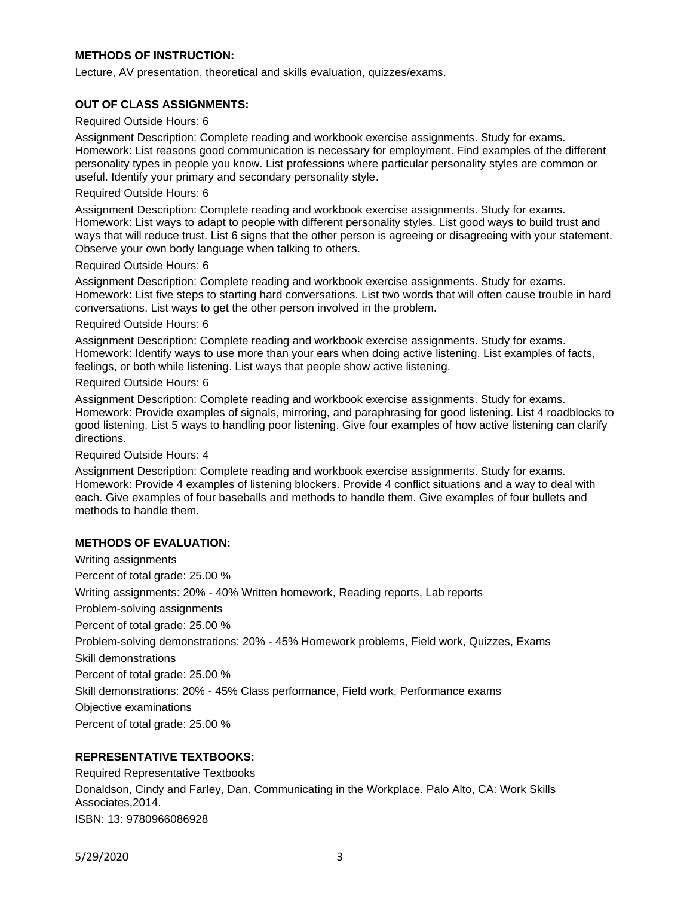**METHODS OF INSTRUCTION:**

Lecture, AV presentation, theoretical and skills evaluation, quizzes/exams.

**OUT OF CLASS ASSIGNMENTS:**

Required Outside Hours: 6

Assignment Description: Complete reading and workbook exercise assignments. Study for exams. Homework: List reasons good communication is necessary for employment. Find examples of the different personality types in people you know. List professions where particular personality styles are common or useful. Identify your primary and secondary personality style.

Required Outside Hours: 6

Assignment Description: Complete reading and workbook exercise assignments. Study for exams. Homework: List ways to adapt to people with different personality styles. List good ways to build trust and ways that will reduce trust. List 6 signs that the other person is agreeing or disagreeing with your statement. Observe your own body language when talking to others.

Required Outside Hours: 6

Assignment Description: Complete reading and workbook exercise assignments. Study for exams. Homework: List five steps to starting hard conversations. List two words that will often cause trouble in hard conversations. List ways to get the other person involved in the problem.

Required Outside Hours: 6

Assignment Description: Complete reading and workbook exercise assignments. Study for exams. Homework: Identify ways to use more than your ears when doing active listening. List examples of facts, feelings, or both while listening. List ways that people show active listening.

Required Outside Hours: 6

Assignment Description: Complete reading and workbook exercise assignments. Study for exams. Homework: Provide examples of signals, mirroring, and paraphrasing for good listening. List 4 roadblocks to good listening. List 5 ways to handling poor listening. Give four examples of how active listening can clarify directions.

Required Outside Hours: 4

Assignment Description: Complete reading and workbook exercise assignments. Study for exams. Homework: Provide 4 examples of listening blockers. Provide 4 conflict situations and a way to deal with each. Give examples of four baseballs and methods to handle them. Give examples of four bullets and methods to handle them.

**METHODS OF EVALUATION:**

Writing assignments

Percent of total grade: 25.00 %

Writing assignments: 20% - 40% Written homework, Reading reports, Lab reports

Problem-solving assignments

Percent of total grade: 25.00 %

Problem-solving demonstrations: 20% - 45% Homework problems, Field work, Quizzes, Exams

Skill demonstrations

Percent of total grade: 25.00 %

Skill demonstrations: 20% - 45% Class performance, Field work, Performance exams

Objective examinations

Percent of total grade: 25.00 %

**REPRESENTATIVE TEXTBOOKS:**

Required Representative Textbooks

Donaldson, Cindy and Farley, Dan. Communicating in the Workplace. Palo Alto, CA: Work Skills Associates,2014.

ISBN: 13: 9780966086928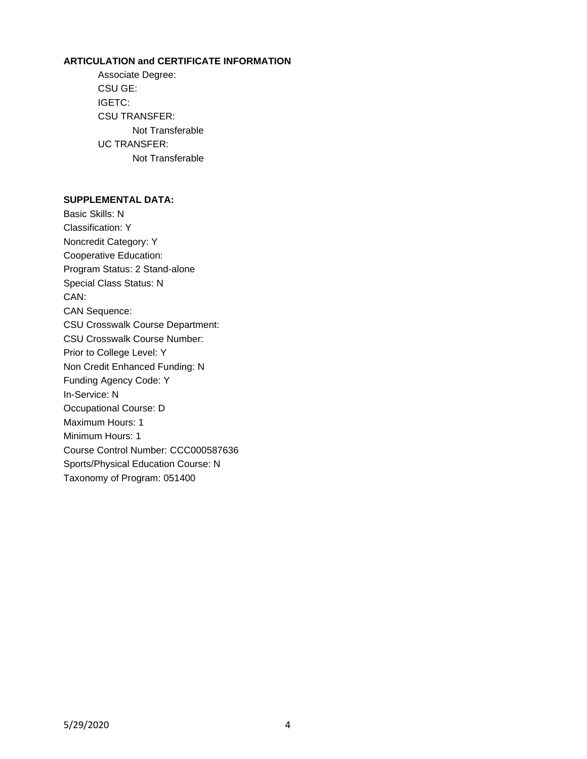**ARTICULATION and CERTIFICATE INFORMATION**

Associate Degree:
CSU GE:
IGETC:
CSU TRANSFER:
Not Transferable
UC TRANSFER:
Not Transferable

**SUPPLEMENTAL DATA:**

Basic Skills: N
Classification: Y
Noncredit Category: Y
Cooperative Education:
Program Status: 2 Stand-alone
Special Class Status: N
CAN:
CAN Sequence:
CSU Crosswalk Course Department:
CSU Crosswalk Course Number:
Prior to College Level: Y
Non Credit Enhanced Funding: N
Funding Agency Code: Y
In-Service: N
Occupational Course: D
Maximum Hours: 1
Minimum Hours: 1
Course Control Number: CCC000587636
Sports/Physical Education Course: N
Taxonomy of Program: 051400